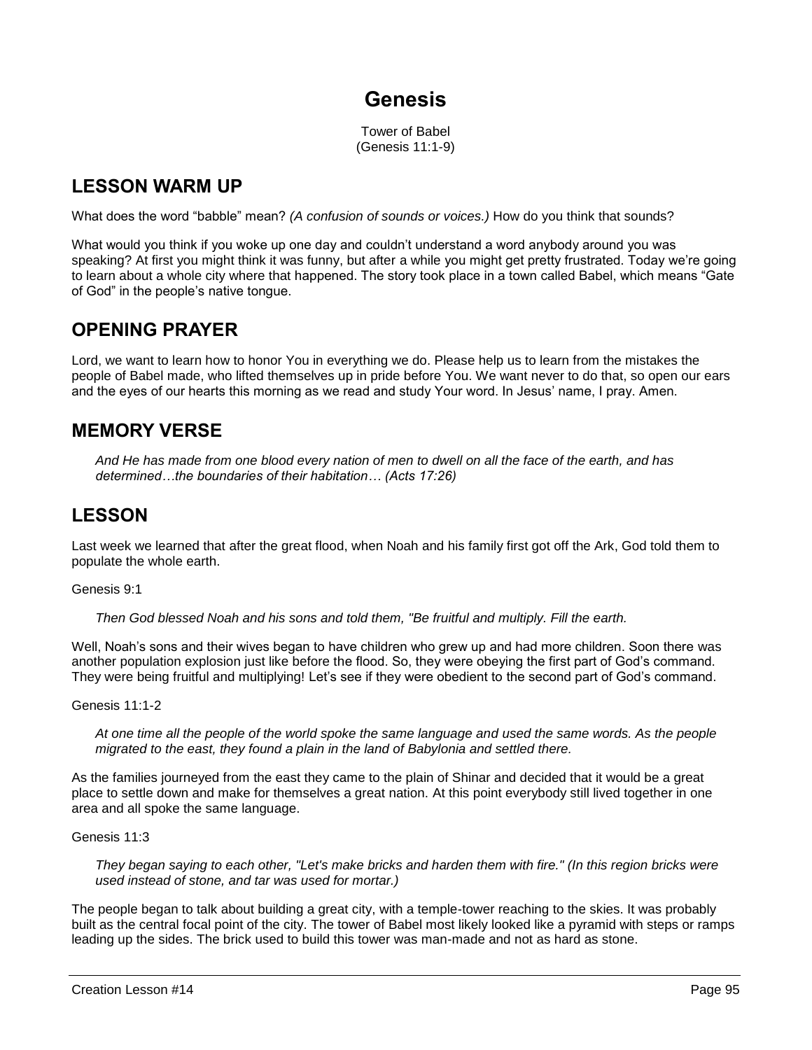# Genesis

Tower of Babel
(Genesis 11:1-9)

## LESSON WARM UP

What does the word “babble” mean? *(A confusion of sounds or voices.)* How do you think that sounds?

What would you think if you woke up one day and couldn’t understand a word anybody around you was speaking? At first you might think it was funny, but after a while you might get pretty frustrated. Today we’re going to learn about a whole city where that happened. The story took place in a town called Babel, which means “Gate of God” in the people’s native tongue.

## OPENING PRAYER

Lord, we want to learn how to honor You in everything we do. Please help us to learn from the mistakes the people of Babel made, who lifted themselves up in pride before You. We want never to do that, so open our ears and the eyes of our hearts this morning as we read and study Your word. In Jesus’ name, I pray. Amen.

## MEMORY VERSE

> *And He has made from one blood every nation of men to dwell on all the face of the earth, and has determined…the boundaries of their habitation… (Acts 17:26)*

## LESSON

Last week we learned that after the great flood, when Noah and his family first got off the Ark, God told them to populate the whole earth.

Genesis 9:1

> *Then God blessed Noah and his sons and told them, "Be fruitful and multiply. Fill the earth.*

Well, Noah’s sons and their wives began to have children who grew up and had more children. Soon there was another population explosion just like before the flood. So, they were obeying the first part of God’s command. They were being fruitful and multiplying! Let’s see if they were obedient to the second part of God’s command.

Genesis 11:1-2

> *At one time all the people of the world spoke the same language and used the same words. As the people migrated to the east, they found a plain in the land of Babylonia and settled there.*

As the families journeyed from the east they came to the plain of Shinar and decided that it would be a great place to settle down and make for themselves a great nation. At this point everybody still lived together in one area and all spoke the same language.

Genesis 11:3

> *They began saying to each other, "Let's make bricks and harden them with fire." (In this region bricks were used instead of stone, and tar was used for mortar.)*

The people began to talk about building a great city, with a temple-tower reaching to the skies. It was probably built as the central focal point of the city. The tower of Babel most likely looked like a pyramid with steps or ramps leading up the sides. The brick used to build this tower was man-made and not as hard as stone.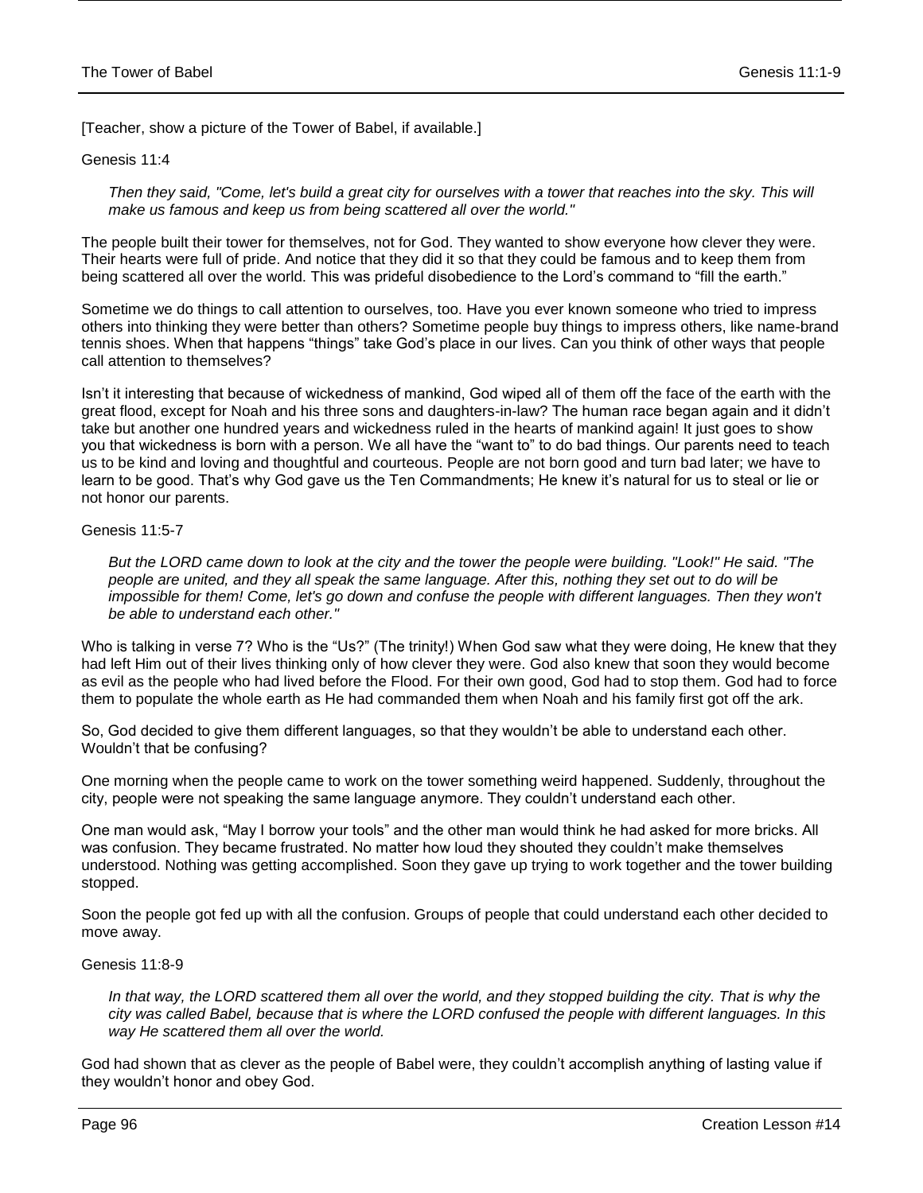[Teacher, show a picture of the Tower of Babel, if available.]

Genesis 11:4

> *Then they said, "Come, let's build a great city for ourselves with a tower that reaches into the sky. This will make us famous and keep us from being scattered all over the world."*

The people built their tower for themselves, not for God. They wanted to show everyone how clever they were. Their hearts were full of pride. And notice that they did it so that they could be famous and to keep them from being scattered all over the world. This was prideful disobedience to the Lord's command to "fill the earth."

Sometime we do things to call attention to ourselves, too. Have you ever known someone who tried to impress others into thinking they were better than others? Sometime people buy things to impress others, like name-brand tennis shoes. When that happens "things" take God's place in our lives. Can you think of other ways that people call attention to themselves?

Isn't it interesting that because of wickedness of mankind, God wiped all of them off the face of the earth with the great flood, except for Noah and his three sons and daughters-in-law? The human race began again and it didn't take but another one hundred years and wickedness ruled in the hearts of mankind again! It just goes to show you that wickedness is born with a person. We all have the "want to" to do bad things. Our parents need to teach us to be kind and loving and thoughtful and courteous. People are not born good and turn bad later; we have to learn to be good. That's why God gave us the Ten Commandments; He knew it's natural for us to steal or lie or not honor our parents.

Genesis 11:5-7

> *But the LORD came down to look at the city and the tower the people were building. "Look!" He said. "The people are united, and they all speak the same language. After this, nothing they set out to do will be impossible for them! Come, let's go down and confuse the people with different languages. Then they won't be able to understand each other."*

Who is talking in verse 7? Who is the "Us?" (The trinity!) When God saw what they were doing, He knew that they had left Him out of their lives thinking only of how clever they were. God also knew that soon they would become as evil as the people who had lived before the Flood. For their own good, God had to stop them. God had to force them to populate the whole earth as He had commanded them when Noah and his family first got off the ark.

So, God decided to give them different languages, so that they wouldn't be able to understand each other. Wouldn't that be confusing?

One morning when the people came to work on the tower something weird happened. Suddenly, throughout the city, people were not speaking the same language anymore. They couldn't understand each other.

One man would ask, "May I borrow your tools" and the other man would think he had asked for more bricks. All was confusion. They became frustrated. No matter how loud they shouted they couldn't make themselves understood. Nothing was getting accomplished. Soon they gave up trying to work together and the tower building stopped.

Soon the people got fed up with all the confusion. Groups of people that could understand each other decided to move away.

Genesis 11:8-9

> *In that way, the LORD scattered them all over the world, and they stopped building the city. That is why the city was called Babel, because that is where the LORD confused the people with different languages. In this way He scattered them all over the world.*

God had shown that as clever as the people of Babel were, they couldn't accomplish anything of lasting value if they wouldn't honor and obey God.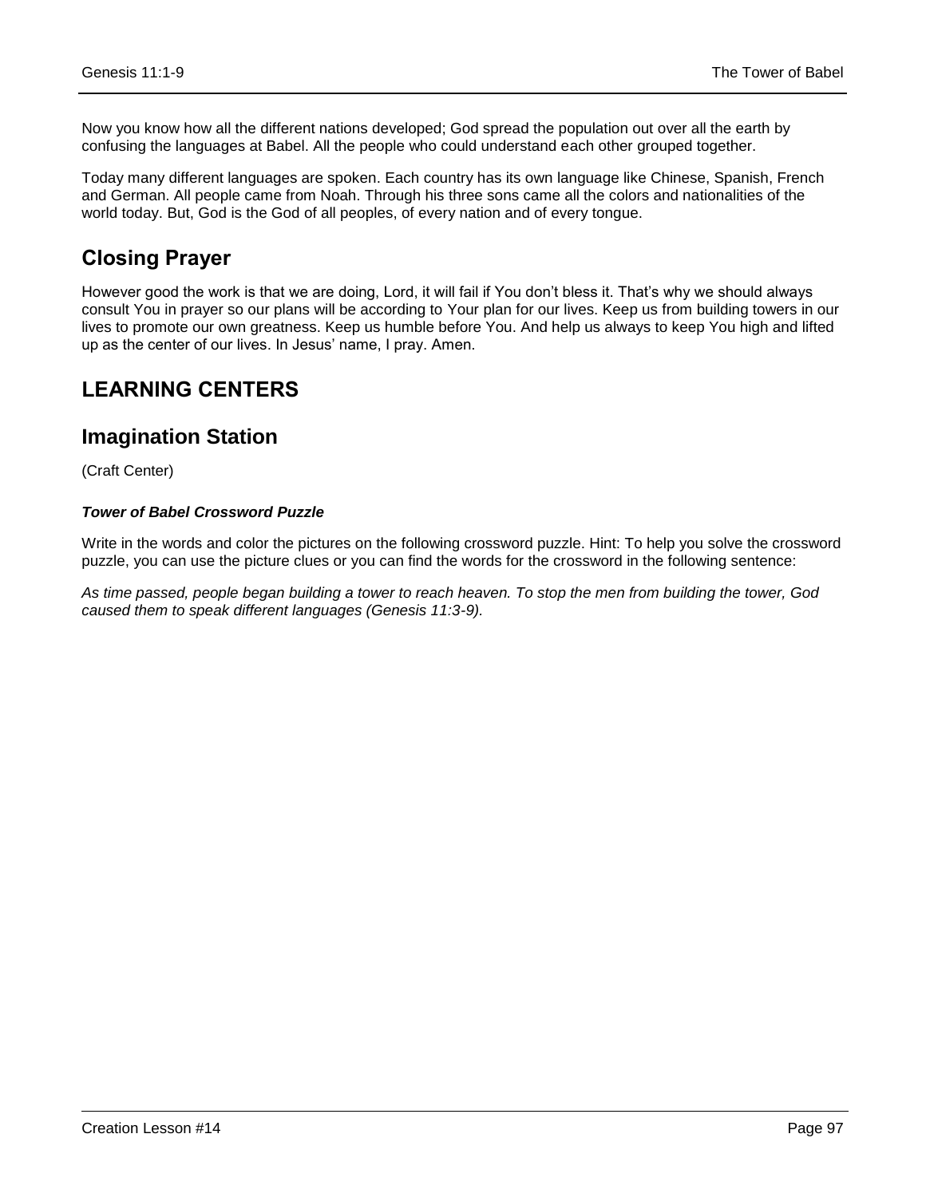Now you know how all the different nations developed; God spread the population out over all the earth by confusing the languages at Babel. All the people who could understand each other grouped together.

Today many different languages are spoken. Each country has its own language like Chinese, Spanish, French and German. All people came from Noah. Through his three sons came all the colors and nationalities of the world today. But, God is the God of all peoples, of every nation and of every tongue.

## Closing Prayer

However good the work is that we are doing, Lord, it will fail if You don't bless it. That's why we should always consult You in prayer so our plans will be according to Your plan for our lives. Keep us from building towers in our lives to promote our own greatness. Keep us humble before You. And help us always to keep You high and lifted up as the center of our lives. In Jesus' name, I pray. Amen.

# LEARNING CENTERS

## Imagination Station

(Craft Center)

#### ***Tower of Babel Crossword Puzzle***

Write in the words and color the pictures on the following crossword puzzle. Hint: To help you solve the crossword puzzle, you can use the picture clues or you can find the words for the crossword in the following sentence:

*As time passed, people began building a tower to reach heaven. To stop the men from building the tower, God caused them to speak different languages (Genesis 11:3-9).*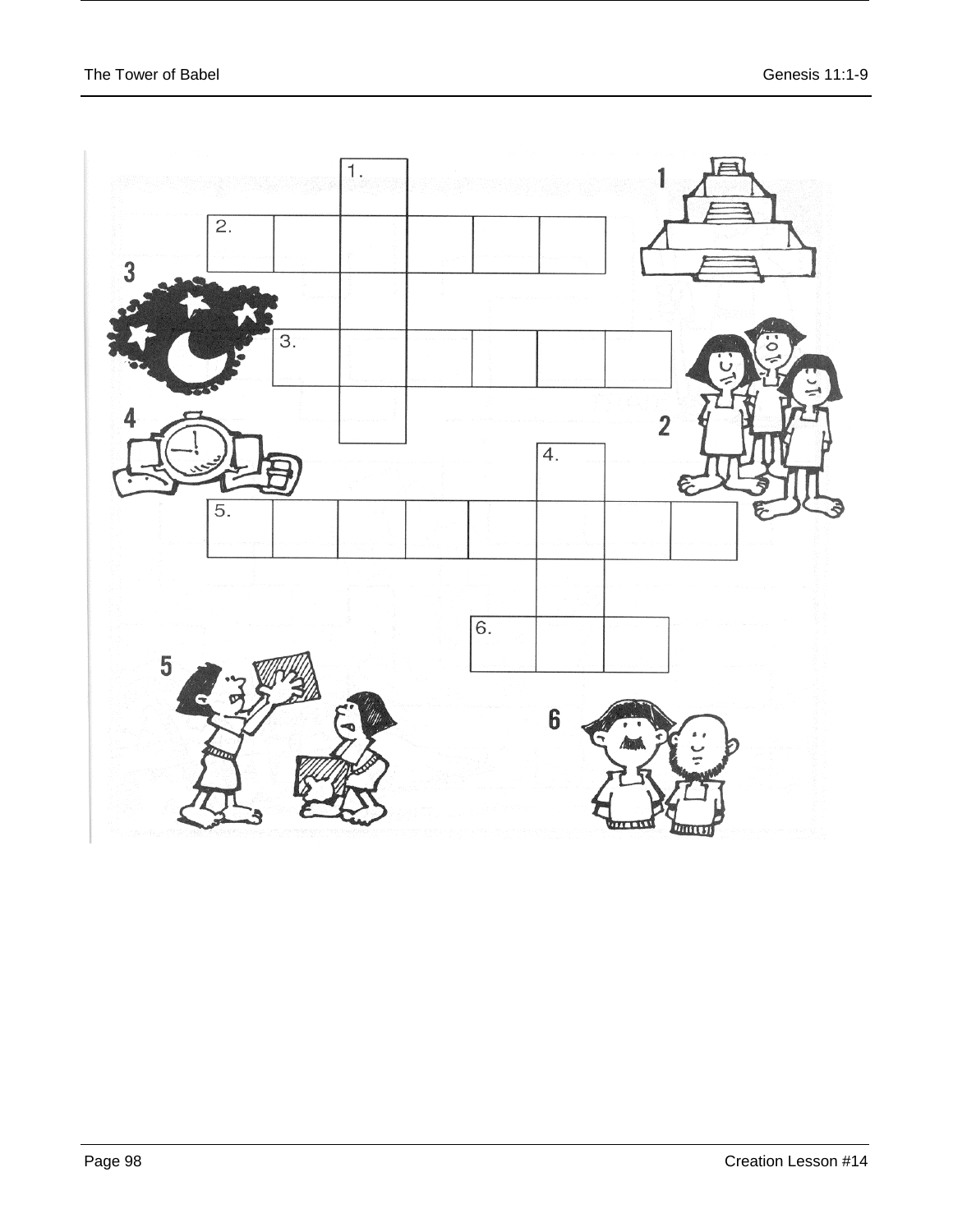1.

2.

3.

4.

5.

6.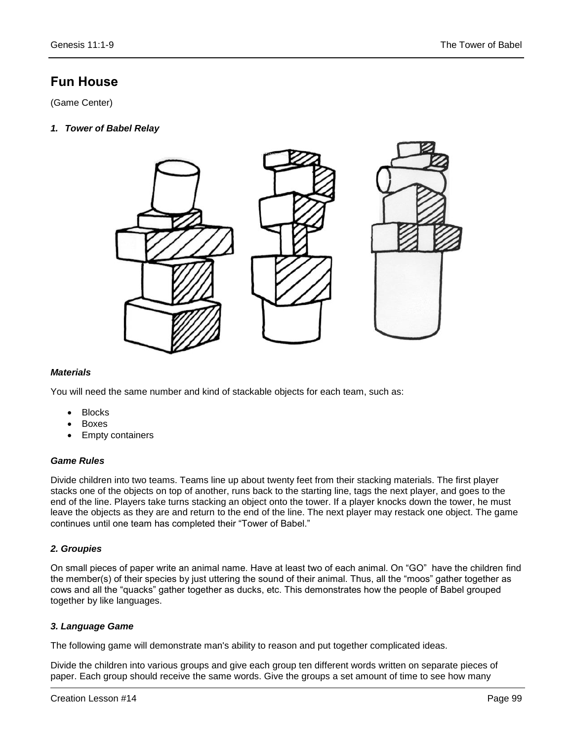# Fun House

(Game Center)

***1. Tower of Babel Relay***

***Materials***

You will need the same number and kind of stackable objects for each team, such as:

- Blocks
- Boxes
- Empty containers

***Game Rules***

Divide children into two teams. Teams line up about twenty feet from their stacking materials. The first player stacks one of the objects on top of another, runs back to the starting line, tags the next player, and goes to the end of the line. Players take turns stacking an object onto the tower. If a player knocks down the tower, he must leave the objects as they are and return to the end of the line. The next player may restack one object. The game continues until one team has completed their "Tower of Babel."

***2. Groupies***

On small pieces of paper write an animal name. Have at least two of each animal. On "GO" have the children find the member(s) of their species by just uttering the sound of their animal. Thus, all the "moos" gather together as cows and all the "quacks" gather together as ducks, etc. This demonstrates how the people of Babel grouped together by like languages.

***3. Language Game***

The following game will demonstrate man's ability to reason and put together complicated ideas.

Divide the children into various groups and give each group ten different words written on separate pieces of paper. Each group should receive the same words. Give the groups a set amount of time to see how many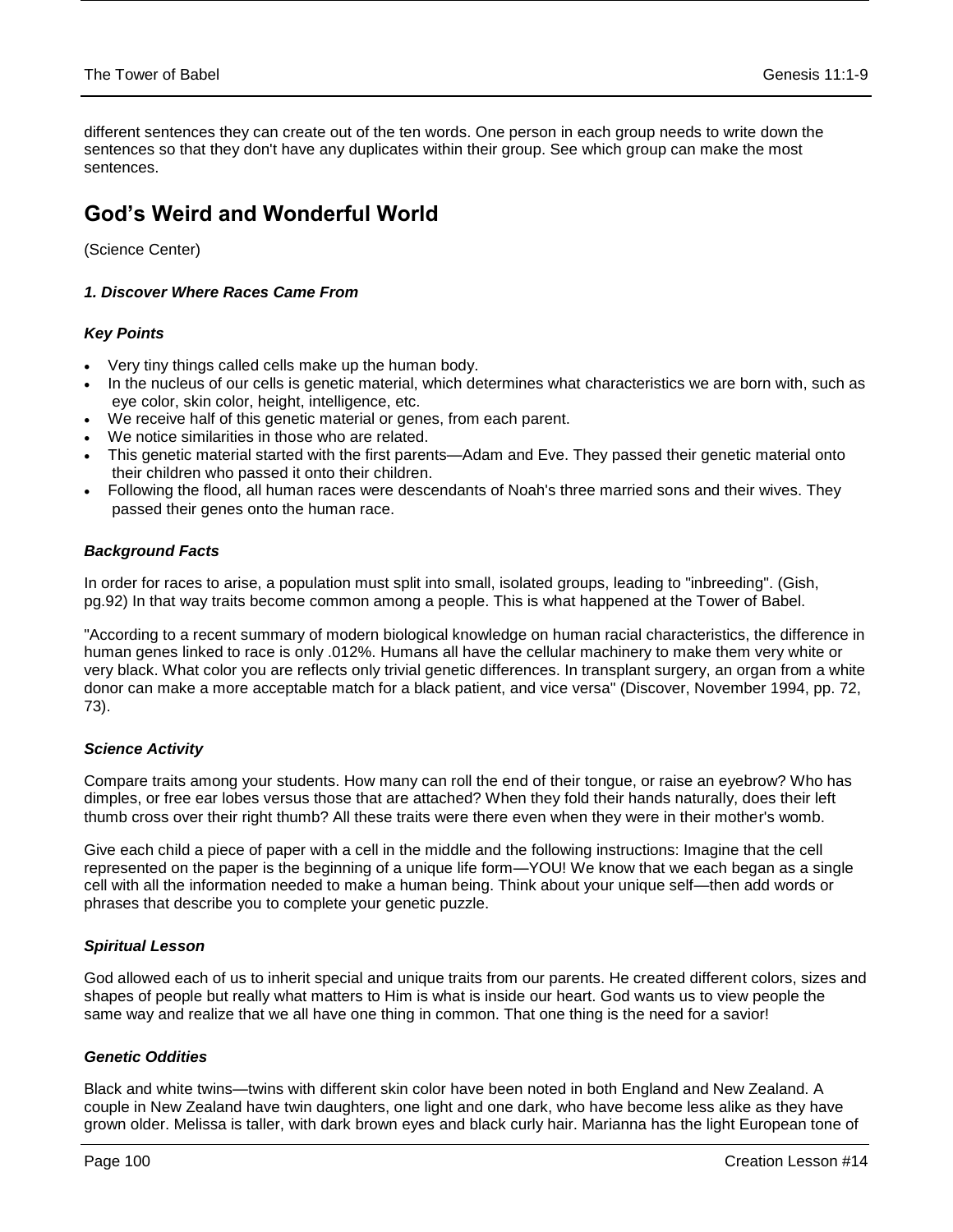different sentences they can create out of the ten words. One person in each group needs to write down the sentences so that they don't have any duplicates within their group. See which group can make the most sentences.

## God's Weird and Wonderful World

(Science Center)

### *1. Discover Where Races Came From*

#### *Key Points*

- Very tiny things called cells make up the human body.
- In the nucleus of our cells is genetic material, which determines what characteristics we are born with, such as eye color, skin color, height, intelligence, etc.
- We receive half of this genetic material or genes, from each parent.
- We notice similarities in those who are related.
- This genetic material started with the first parents—Adam and Eve. They passed their genetic material onto their children who passed it onto their children.
- Following the flood, all human races were descendants of Noah's three married sons and their wives. They passed their genes onto the human race.

#### *Background Facts*

In order for races to arise, a population must split into small, isolated groups, leading to "inbreeding". (Gish, pg.92) In that way traits become common among a people. This is what happened at the Tower of Babel.

"According to a recent summary of modern biological knowledge on human racial characteristics, the difference in human genes linked to race is only .012%. Humans all have the cellular machinery to make them very white or very black. What color you are reflects only trivial genetic differences. In transplant surgery, an organ from a white donor can make a more acceptable match for a black patient, and vice versa" (Discover, November 1994, pp. 72, 73).

#### *Science Activity*

Compare traits among your students. How many can roll the end of their tongue, or raise an eyebrow? Who has dimples, or free ear lobes versus those that are attached? When they fold their hands naturally, does their left thumb cross over their right thumb? All these traits were there even when they were in their mother's womb.

Give each child a piece of paper with a cell in the middle and the following instructions: Imagine that the cell represented on the paper is the beginning of a unique life form—YOU! We know that we each began as a single cell with all the information needed to make a human being. Think about your unique self—then add words or phrases that describe you to complete your genetic puzzle.

#### *Spiritual Lesson*

God allowed each of us to inherit special and unique traits from our parents. He created different colors, sizes and shapes of people but really what matters to Him is what is inside our heart. God wants us to view people the same way and realize that we all have one thing in common. That one thing is the need for a savior!

#### *Genetic Oddities*

Black and white twins—twins with different skin color have been noted in both England and New Zealand. A couple in New Zealand have twin daughters, one light and one dark, who have become less alike as they have grown older. Melissa is taller, with dark brown eyes and black curly hair. Marianna has the light European tone of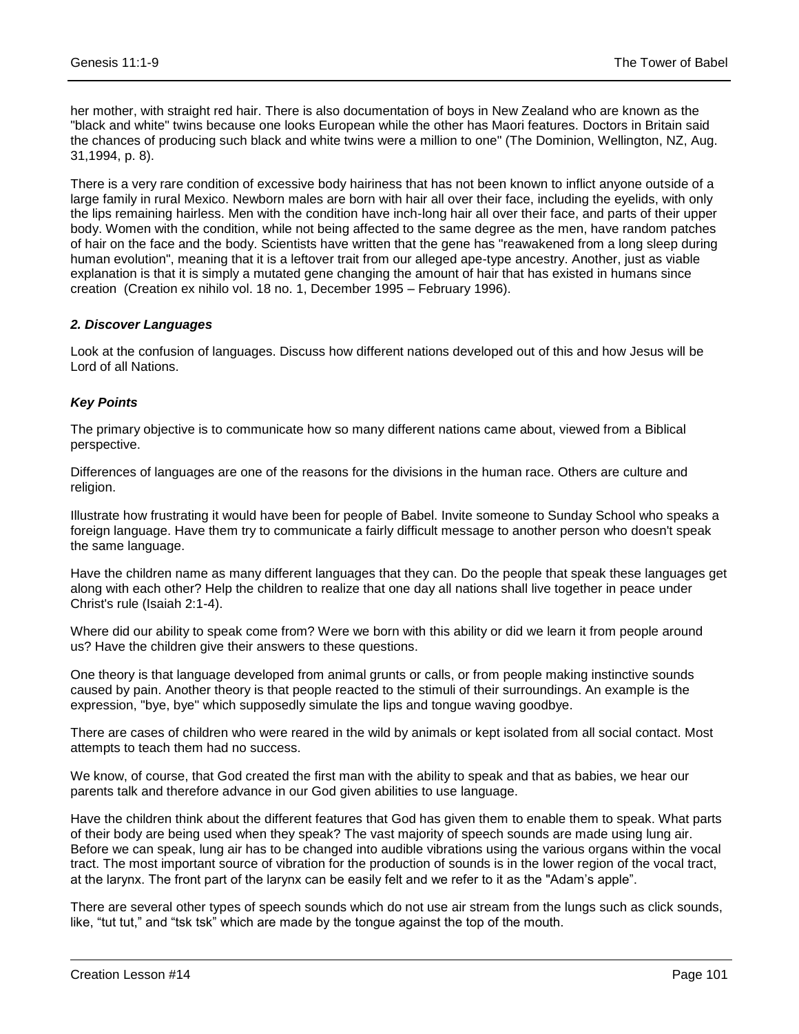her mother, with straight red hair. There is also documentation of boys in New Zealand who are known as the "black and white" twins because one looks European while the other has Maori features. Doctors in Britain said the chances of producing such black and white twins were a million to one" (The Dominion, Wellington, NZ, Aug. 31,1994, p. 8).

There is a very rare condition of excessive body hairiness that has not been known to inflict anyone outside of a large family in rural Mexico. Newborn males are born with hair all over their face, including the eyelids, with only the lips remaining hairless. Men with the condition have inch-long hair all over their face, and parts of their upper body. Women with the condition, while not being affected to the same degree as the men, have random patches of hair on the face and the body. Scientists have written that the gene has "reawakened from a long sleep during human evolution", meaning that it is a leftover trait from our alleged ape-type ancestry. Another, just as viable explanation is that it is simply a mutated gene changing the amount of hair that has existed in humans since creation (Creation ex nihilo vol. 18 no. 1, December 1995 – February 1996).

### *2. Discover Languages*

Look at the confusion of languages. Discuss how different nations developed out of this and how Jesus will be Lord of all Nations.

### *Key Points*

The primary objective is to communicate how so many different nations came about, viewed from a Biblical perspective.

Differences of languages are one of the reasons for the divisions in the human race. Others are culture and religion.

Illustrate how frustrating it would have been for people of Babel. Invite someone to Sunday School who speaks a foreign language. Have them try to communicate a fairly difficult message to another person who doesn't speak the same language.

Have the children name as many different languages that they can. Do the people that speak these languages get along with each other? Help the children to realize that one day all nations shall live together in peace under Christ's rule (Isaiah 2:1-4).

Where did our ability to speak come from? Were we born with this ability or did we learn it from people around us? Have the children give their answers to these questions.

One theory is that language developed from animal grunts or calls, or from people making instinctive sounds caused by pain. Another theory is that people reacted to the stimuli of their surroundings. An example is the expression, "bye, bye" which supposedly simulate the lips and tongue waving goodbye.

There are cases of children who were reared in the wild by animals or kept isolated from all social contact. Most attempts to teach them had no success.

We know, of course, that God created the first man with the ability to speak and that as babies, we hear our parents talk and therefore advance in our God given abilities to use language.

Have the children think about the different features that God has given them to enable them to speak. What parts of their body are being used when they speak? The vast majority of speech sounds are made using lung air. Before we can speak, lung air has to be changed into audible vibrations using the various organs within the vocal tract. The most important source of vibration for the production of sounds is in the lower region of the vocal tract, at the larynx. The front part of the larynx can be easily felt and we refer to it as the "Adam's apple".

There are several other types of speech sounds which do not use air stream from the lungs such as click sounds, like, "tut tut," and "tsk tsk" which are made by the tongue against the top of the mouth.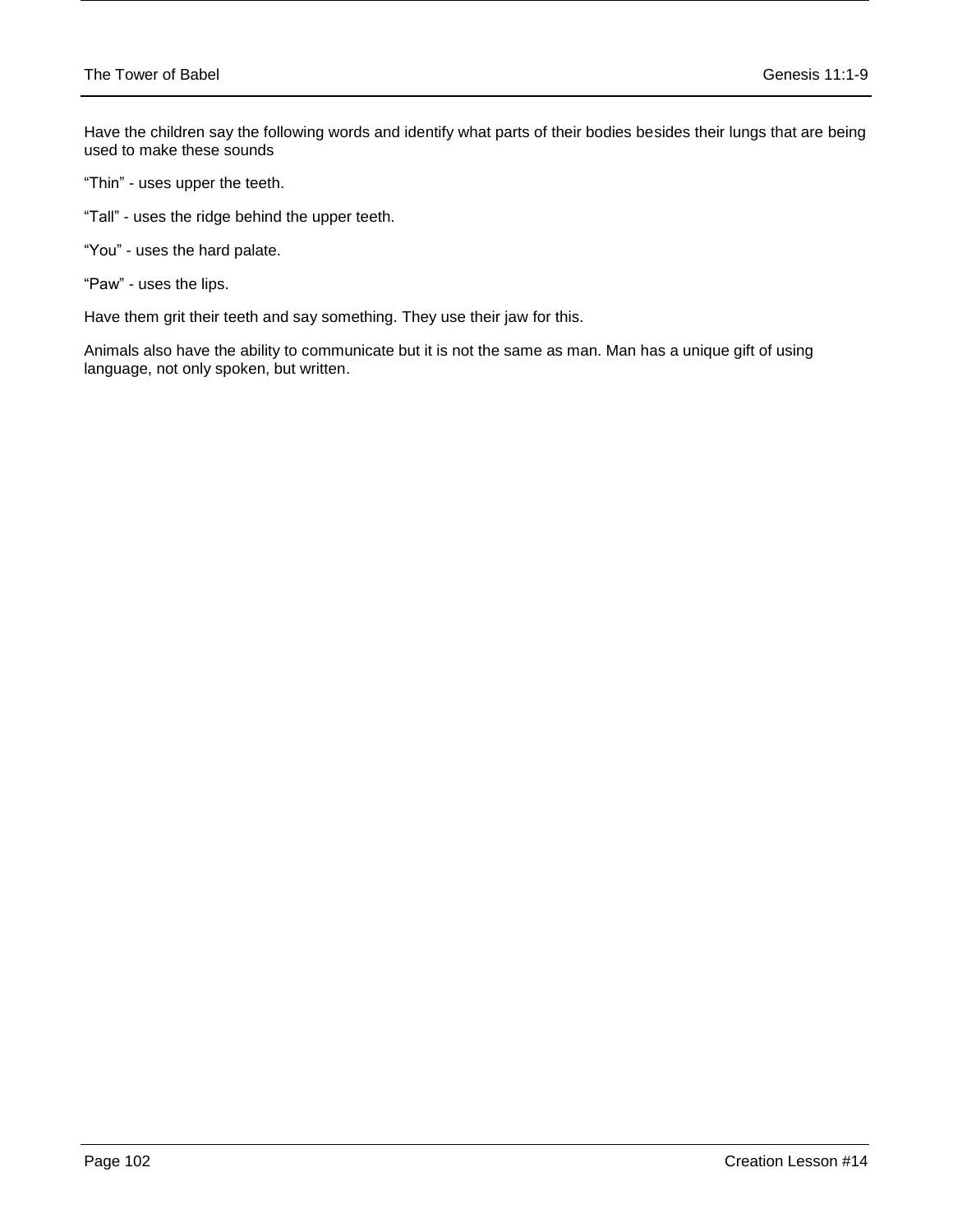Have the children say the following words and identify what parts of their bodies besides their lungs that are being used to make these sounds

“Thin” - uses upper the teeth.

“Tall” - uses the ridge behind the upper teeth.

“You” - uses the hard palate.

“Paw” - uses the lips.

Have them grit their teeth and say something. They use their jaw for this.

Animals also have the ability to communicate but it is not the same as man. Man has a unique gift of using language, not only spoken, but written.